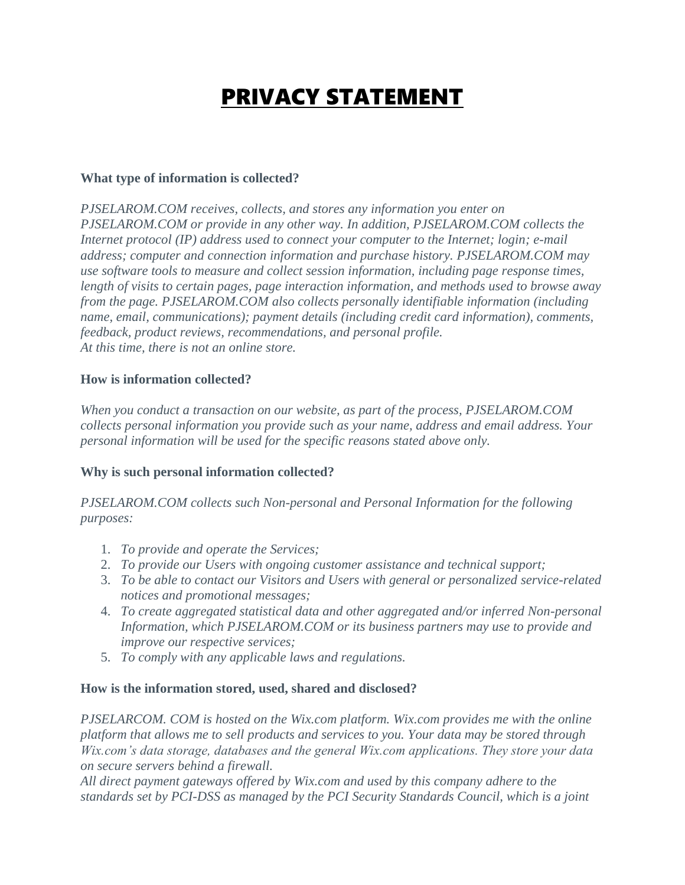# PRIVACY STATEMENT

**What type of information is collected?**

*PJSELAROM.COM receives, collects, and stores any information you enter on PJSELAROM.COM or provide in any other way. In addition, PJSELAROM.COM collects the Internet protocol (IP) address used to connect your computer to the Internet; login; e-mail address; computer and connection information and purchase history. PJSELAROM.COM may use software tools to measure and collect session information, including page response times, length of visits to certain pages, page interaction information, and methods used to browse away from the page. PJSELAROM.COM also collects personally identifiable information (including name, email, communications); payment details (including credit card information), comments, feedback, product reviews, recommendations, and personal profile.*
*At this time, there is not an online store.*

**How is information collected?**

*When you conduct a transaction on our website, as part of the process, PJSELAROM.COM collects personal information you provide such as your name, address and email address. Your personal information will be used for the specific reasons stated above only.*

**Why is such personal information collected?**

*PJSELAROM.COM collects such Non-personal and Personal Information for the following purposes:*

1. *To provide and operate the Services;*
2. *To provide our Users with ongoing customer assistance and technical support;*
3. *To be able to contact our Visitors and Users with general or personalized service-related notices and promotional messages;*
4. *To create aggregated statistical data and other aggregated and/or inferred Non-personal Information, which PJSELAROM.COM or its business partners may use to provide and improve our respective services;*
5. *To comply with any applicable laws and regulations.*

**How is the information stored, used, shared and disclosed?**

*PJSELARCOM. COM is hosted on the Wix.com platform. Wix.com provides me with the online platform that allows me to sell products and services to you. Your data may be stored through Wix.com's data storage, databases and the general Wix.com applications. They store your data on secure servers behind a firewall.*
*All direct payment gateways offered by Wix.com and used by this company adhere to the standards set by PCI-DSS as managed by the PCI Security Standards Council, which is a joint*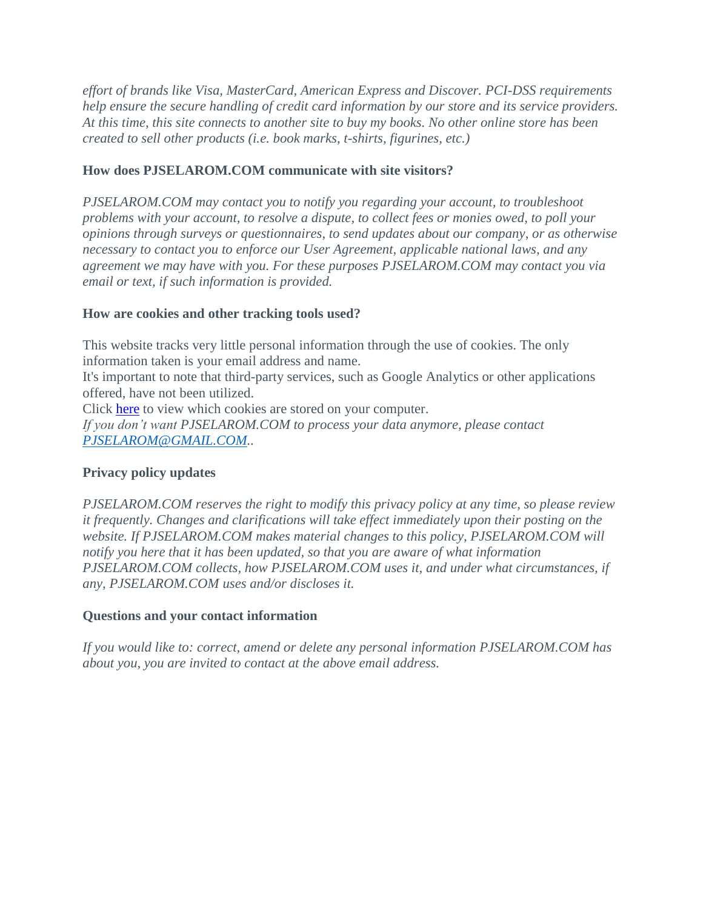*effort of brands like Visa, MasterCard, American Express and Discover. PCI-DSS requirements help ensure the secure handling of credit card information by our store and its service providers. At this time, this site connects to another site to buy my books. No other online store has been created to sell other products (i.e. book marks, t-shirts, figurines, etc.)*

### How does PJSELAROM.COM communicate with site visitors?

*PJSELAROM.COM may contact you to notify you regarding your account, to troubleshoot problems with your account, to resolve a dispute, to collect fees or monies owed, to poll your opinions through surveys or questionnaires, to send updates about our company, or as otherwise necessary to contact you to enforce our User Agreement, applicable national laws, and any agreement we may have with you. For these purposes PJSELAROM.COM may contact you via email or text, if such information is provided.*

### How are cookies and other tracking tools used?

This website tracks very little personal information through the use of cookies. The only information taken is your email address and name.
It's important to note that third-party services, such as Google Analytics or other applications offered, have not been utilized.
Click here to view which cookies are stored on your computer.
*If you don't want PJSELAROM.COM to process your data anymore, please contact PJSELAROM@GMAIL.COM.*.

### Privacy policy updates

*PJSELAROM.COM reserves the right to modify this privacy policy at any time, so please review it frequently. Changes and clarifications will take effect immediately upon their posting on the website. If PJSELAROM.COM makes material changes to this policy, PJSELAROM.COM will notify you here that it has been updated, so that you are aware of what information PJSELAROM.COM collects, how PJSELAROM.COM uses it, and under what circumstances, if any, PJSELAROM.COM uses and/or discloses it.*

### Questions and your contact information

*If you would like to: correct, amend or delete any personal information PJSELAROM.COM has about you, you are invited to contact at the above email address.*